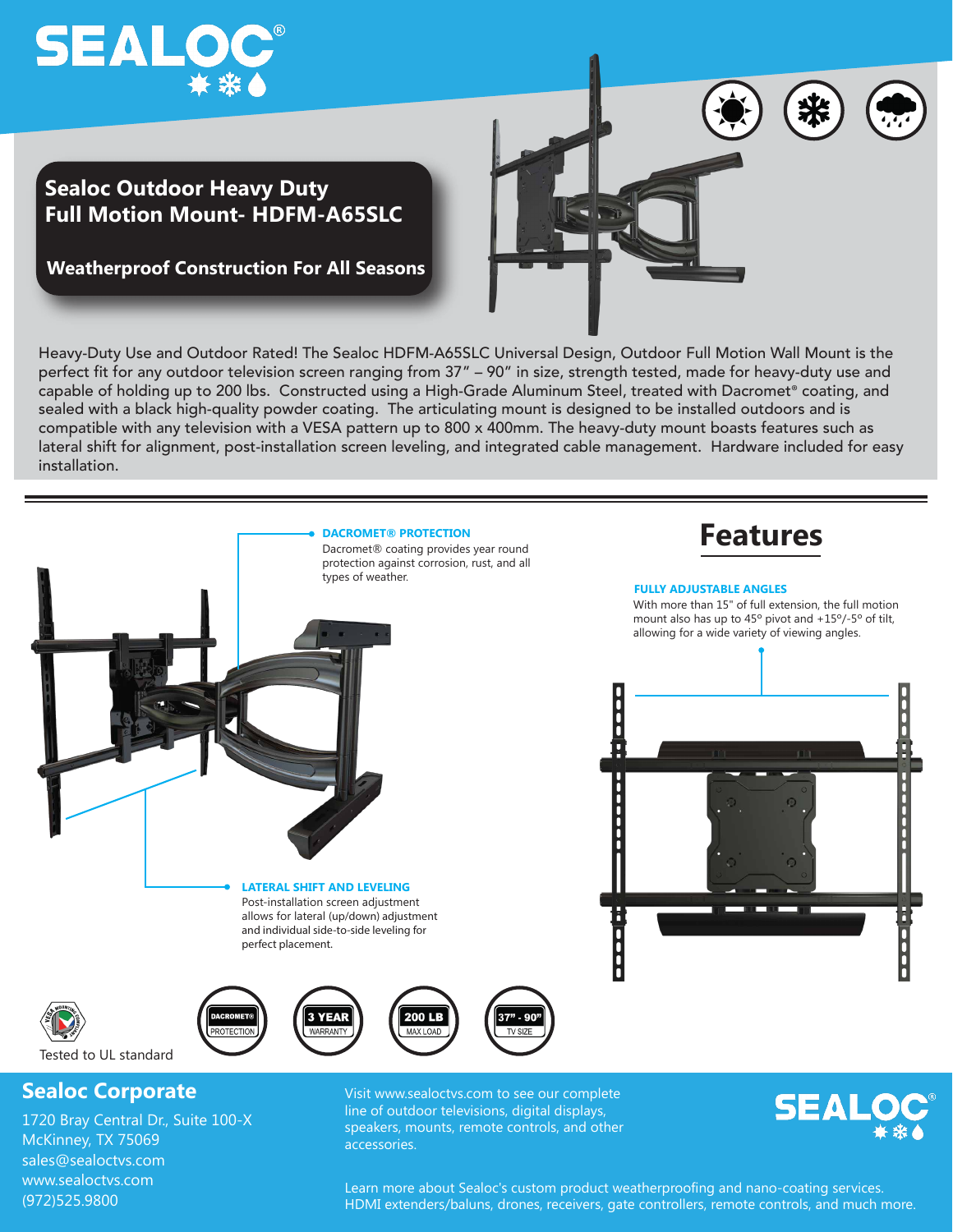# SEALOC

## Sealoc Outdoor Heavy Duty Full Motion Mount- HDFM-A65SLC

### Weatherproof Construction For All Seasons

Heavy-Duty Use and Outdoor Rated! The Sealoc HDFM-A65SLC Universal Design, Outdoor Full Motion Wall Mount is the perfect fit for any outdoor television screen ranging from 37" – 90" in size, strength tested, made for heavy-duty use and capable of holding up to 200 lbs. Constructed using a High-Grade Aluminum Steel, treated with Dacromet® coating, and sealed with a black high-quality powder coating. The articulating mount is designed to be installed outdoors and is compatible with any television with a VESA pattern up to 800 x 400mm. The heavy-duty mount boasts features such as lateral shift for alignment, post-installation screen leveling, and integrated cable management. Hardware included for easy installation.

## Features

**DACROMET® PROTECTION**

Dacromet® coating provides year round protection against corrosion, rust, and all types of weather.

**FULLY ADJUSTABLE ANGLES**

With more than 15" of full extension, the full motion mount also has up to 45º pivot and +15º/-5º of tilt, allowing for a wide variety of viewing angles.

**LATERAL SHIFT AND LEVELING**

Post-installation screen adjustment allows for lateral (up/down) adjustment and individual side-to-side leveling for perfect placement.

Tested to UL standard

DACROMET® PROTECTION | 3 YEAR WARRANTY | 200 LB MAX LOAD | 37" - 90" TV SIZE

## Sealoc Corporate

1720 Bray Central Dr., Suite 100-X
McKinney, TX 75069
sales@sealoctvs.com
www.sealoctvs.com
(972)525.9800

Visit www.sealoctvs.com to see our complete line of outdoor televisions, digital displays, speakers, mounts, remote controls, and other accessories.

Learn more about Sealoc's custom product weatherproofing and nano-coating services. HDMI extenders/baluns, drones, receivers, gate controllers, remote controls, and much more.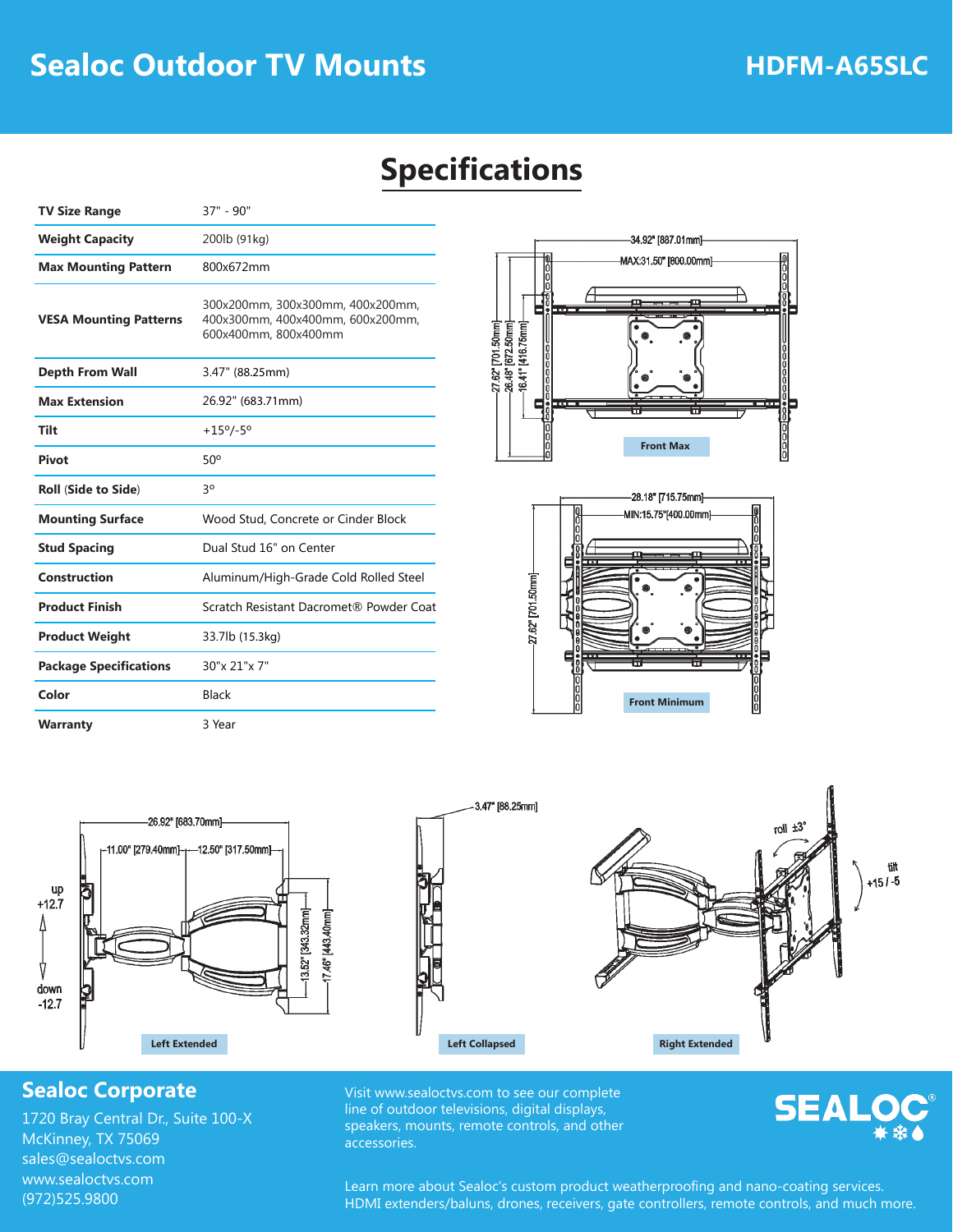# Sealoc Outdoor TV Mounts

## HDFM-A65SLC

## Specifications

| | |
|---|---|
| **TV Size Range** | 37" - 90" |
| **Weight Capacity** | 200lb (91kg) |
| **Max Mounting Pattern** | 800x672mm |
| **VESA Mounting Patterns** | 300x200mm, 300x300mm, 400x200mm, 400x300mm, 400x400mm, 600x200mm, 600x400mm, 800x400mm |
| **Depth From Wall** | 3.47" (88.25mm) |
| **Max Extension** | 26.92" (683.71mm) |
| **Tilt** | +15º/-5º |
| **Pivot** | 50º |
| **Roll** (Side to Side) | 3º |
| **Mounting Surface** | Wood Stud, Concrete or Cinder Block |
| **Stud Spacing** | Dual Stud 16" on Center |
| **Construction** | Aluminum/High-Grade Cold Rolled Steel |
| **Product Finish** | Scratch Resistant Dacromet® Powder Coat |
| **Product Weight** | 33.7lb (15.3kg) |
| **Package Specifications** | 30"x 21"x 7" |
| **Color** | Black |
| **Warranty** | 3 Year |

34.92" [887.01mm]
MAX:31.50" [800.00mm]
27.62" [701.50mm]
26.48" [672.50mm]
16.41" [416.75mm]

Front Max

28.18" [715.75mm]
MIN:15.75"[400.00mm]
27.62" [701.50mm]

Front Minimum

26.92" [683.70mm]
11.00" [279.40mm]
12.50" [317.50mm]
up +12.7
down -12.7
13.52" [343.32mm]
17.46" [443.40mm]

Left Extended

3.47" [88.25mm]

Left Collapsed

roll ±3°
tilt +15 / -5

Right Extended

## Sealoc Corporate

1720 Bray Central Dr., Suite 100-X
McKinney, TX 75069
sales@sealoctvs.com
www.sealoctvs.com
(972)525.9800

Visit www.sealoctvs.com to see our complete line of outdoor televisions, digital displays, speakers, mounts, remote controls, and other accessories.

Learn more about Sealoc's custom product weatherproofing and nano-coating services. HDMI extenders/baluns, drones, receivers, gate controllers, remote controls, and much more.

SEALOC®